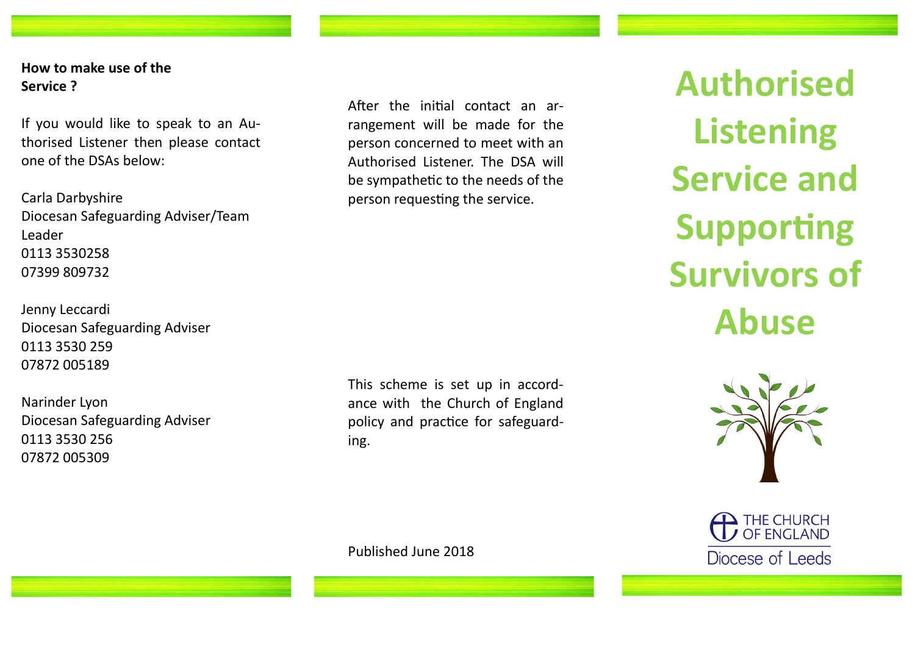**How to make use of the Service ?**

If you would like to speak to an Authorised Listener then please contact one of the DSAs below:

Carla Darbyshire
Diocesan Safeguarding Adviser/Team Leader
0113 3530258
07399 809732

Jenny Leccardi
Diocesan Safeguarding Adviser
0113 3530 259
07872 005189

Narinder Lyon
Diocesan Safeguarding Adviser
0113 3530 256
07872 005309

After the initial contact an arrangement will be made for the person concerned to meet with an Authorised Listener. The DSA will be sympathetic to the needs of the person requesting the service.

This scheme is set up in accordance with the Church of England policy and practice for safeguarding.

Published June 2018

# Authorised Listening Service and Supporting Survivors of Abuse

THE CHURCH OF ENGLAND
Diocese of Leeds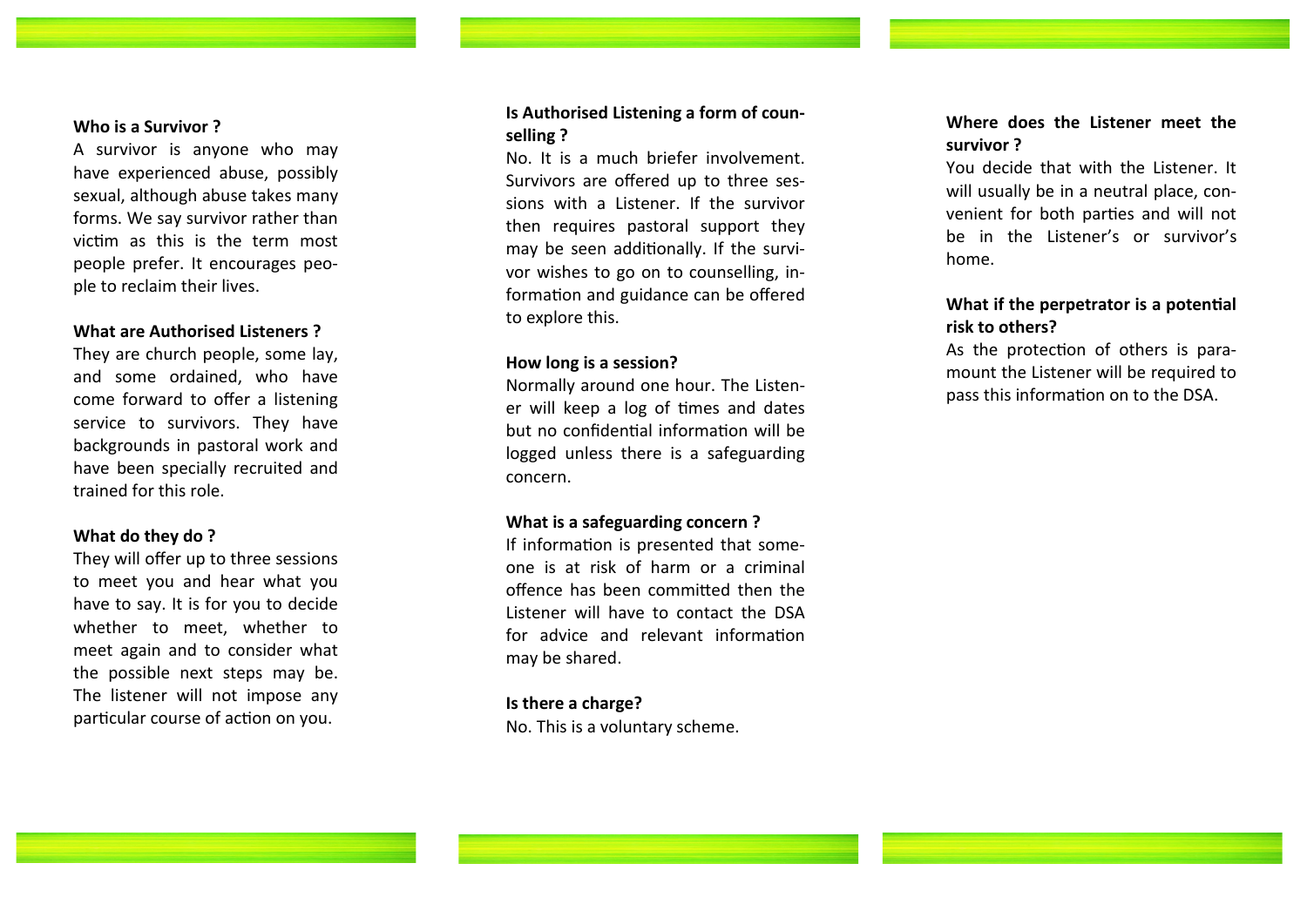**Who is a Survivor ?**

A survivor is anyone who may have experienced abuse, possibly sexual, although abuse takes many forms. We say survivor rather than victim as this is the term most people prefer. It encourages people to reclaim their lives.

**What are Authorised Listeners ?**

They are church people, some lay, and some ordained, who have come forward to offer a listening service to survivors. They have backgrounds in pastoral work and have been specially recruited and trained for this role.

**What do they do ?**

They will offer up to three sessions to meet you and hear what you have to say. It is for you to decide whether to meet, whether to meet again and to consider what the possible next steps may be. The listener will not impose any particular course of action on you.

**Is Authorised Listening a form of counselling ?**

No. It is a much briefer involvement. Survivors are offered up to three sessions with a Listener. If the survivor then requires pastoral support they may be seen additionally. If the survivor wishes to go on to counselling, information and guidance can be offered to explore this.

**How long is a session?**

Normally around one hour. The Listener will keep a log of times and dates but no confidential information will be logged unless there is a safeguarding concern.

**What is a safeguarding concern ?**

If information is presented that someone is at risk of harm or a criminal offence has been committed then the Listener will have to contact the DSA for advice and relevant information may be shared.

**Is there a charge?**

No. This is a voluntary scheme.

**Where does the Listener meet the survivor ?**

You decide that with the Listener. It will usually be in a neutral place, convenient for both parties and will not be in the Listener's or survivor's home.

**What if the perpetrator is a potential risk to others?**

As the protection of others is paramount the Listener will be required to pass this information on to the DSA.